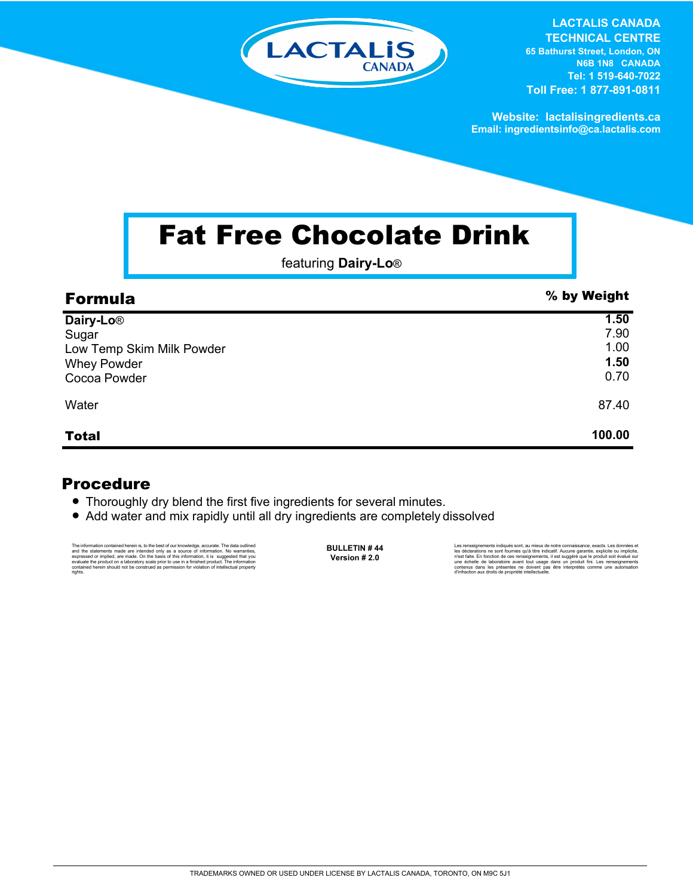LACTALIS CANADA
TECHNICAL CENTRE
65 Bathurst Street, London, ON
N6B 1N8 CANADA
Tel: 1 519-640-7022
Toll Free: 1 877-891-0811

Website: lactalisingredients.ca
Email: ingredientsinfo@ca.lactalis.com

# Fat Free Chocolate Drink

featuring **Dairy-Lo®**

| Formula | % by Weight |
|---|---|
| **Dairy-Lo®** | **1.50** |
| Sugar | 7.90 |
| Low Temp Skim Milk Powder | 1.00 |
| Whey Powder | **1.50** |
| Cocoa Powder | 0.70 |
| Water | 87.40 |
| **Total** | **100.00** |

## Procedure

- Thoroughly dry blend the first five ingredients for several minutes.
- Add water and mix rapidly until all dry ingredients are completely dissolved

The information contained herein is, to the best of our knowledge, accurate. The data outlined and the statements made are intended only as a source of information. No warranties, expressed or implied, are made. On the basis of this information, it is suggested that you evaluate the product on a laboratory scale prior to use in a finished product. The information contained herein should not be construed as permission for violation of intellectual property rights.

**BULLETIN # 44**
**Version # 2.0**

Les renseignements indiqués sont, au mieux de notre connaissance, exacts. Les données et les déclarations ne sont fournies qu'à titre indicatif. Aucune garantie, explicite ou implicite, n'est faite. En fonction de ces renseignements, il est suggéré que le produit soit évalué sur une échelle de laboratoire avant tout usage dans un produit fini. Les renseignements contenus dans les présentes ne doivent pas être interprétés comme une autorisation d'infraction aux droits de propriété intellectuelle.

TRADEMARKS OWNED OR USED UNDER LICENSE BY LACTALIS CANADA, TORONTO, ON M9C 5J1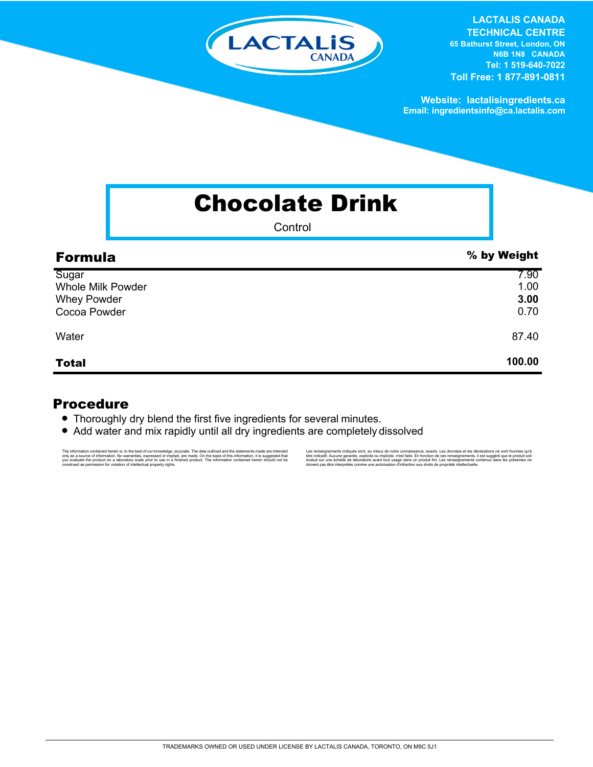LACTALIS CANADA
TECHNICAL CENTRE
65 Bathurst Street, London, ON
N6B 1N8 CANADA
Tel: 1 519-640-7022
Toll Free: 1 877-891-0811

Website: lactalisingredients.ca
Email: ingredientsinfo@ca.lactalis.com

# Chocolate Drink

Control

| Formula | % by Weight |
|---|---|
| Sugar | 7.90 |
| Whole Milk Powder | 1.00 |
| Whey Powder | **3.00** |
| Cocoa Powder | 0.70 |
| Water | 87.40 |
| **Total** | **100.00** |

## Procedure

- Thoroughly dry blend the first five ingredients for several minutes.
- Add water and mix rapidly until all dry ingredients are completely dissolved

The information contained herein is, to the best of our knowledge, accurate. The data outlined and the statements made are intended only as a source of information. No warranties, expressed or implied, are made. On the basis of this information, it is suggested that you evaluate the product on a laboratory scale prior to use in a finished product. The information contained herein should not be construed as permission for violation of intellectual property rights.

Les renseignements indiqués sont, au mieux de notre connaissance, exacts. Les données et les déclarations ne sont fournies qu'à titre indicatif. Aucune garantie, explicite ou implicite, n'est faite. En fonction de ces renseignements, il est suggéré que le produit soit évalué sur une échelle de laboratoire avant tout usage dans un produit fini. Les renseignements contenus dans les présentes ne doivent pas être interprétés comme une autorisation d'infraction aux droits de propriété intellectuelle.

TRADEMARKS OWNED OR USED UNDER LICENSE BY LACTALIS CANADA, TORONTO, ON M9C 5J1